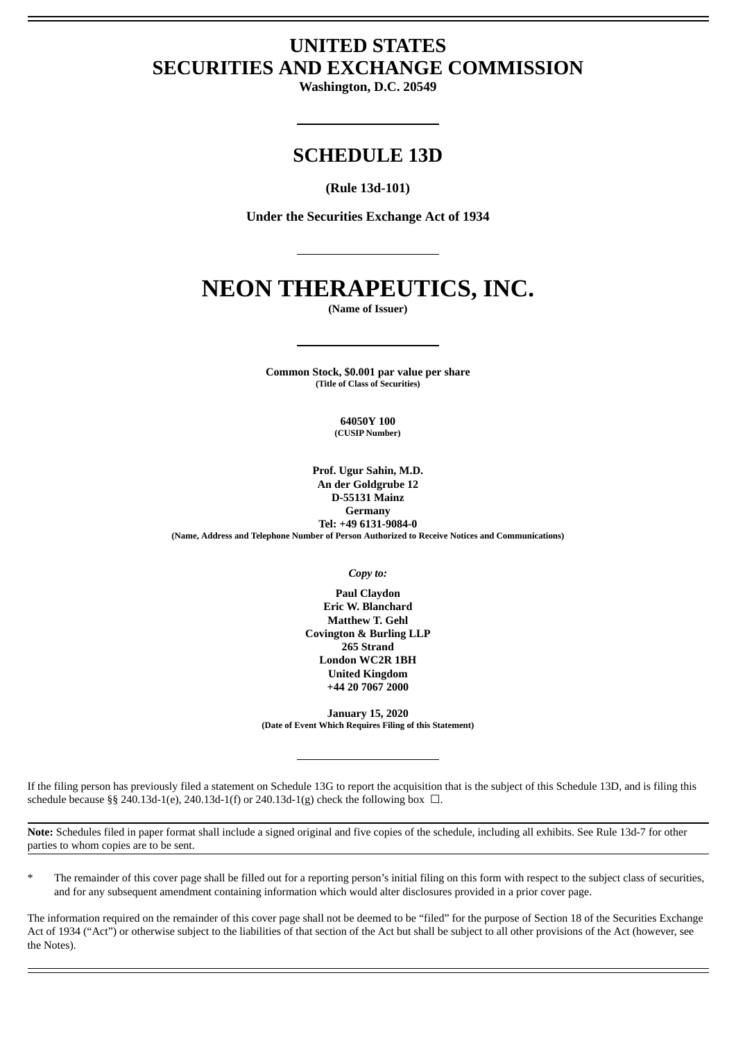# UNITED STATES
# SECURITIES AND EXCHANGE COMMISSION

**Washington, D.C. 20549**

## SCHEDULE 13D

**(Rule 13d-101)**

**Under the Securities Exchange Act of 1934**

# NEON THERAPEUTICS, INC.

**(Name of Issuer)**

**Common Stock, $0.001 par value per share**
**(Title of Class of Securities)**

**64050Y 100**
**(CUSIP Number)**

**Prof. Ugur Sahin, M.D.**
**An der Goldgrube 12**
**D-55131 Mainz**
**Germany**
**Tel: +49 6131-9084-0**
**(Name, Address and Telephone Number of Person Authorized to Receive Notices and Communications)**

***Copy to:***

**Paul Claydon**
**Eric W. Blanchard**
**Matthew T. Gehl**
**Covington & Burling LLP**
**265 Strand**
**London WC2R 1BH**
**United Kingdom**
**+44 20 7067 2000**

**January 15, 2020**
**(Date of Event Which Requires Filing of this Statement)**

If the filing person has previously filed a statement on Schedule 13G to report the acquisition that is the subject of this Schedule 13D, and is filing this schedule because §§ 240.13d-1(e), 240.13d-1(f) or 240.13d-1(g) check the following box ☐.

**Note:** Schedules filed in paper format shall include a signed original and five copies of the schedule, including all exhibits. See Rule 13d-7 for other parties to whom copies are to be sent.

\* The remainder of this cover page shall be filled out for a reporting person's initial filing on this form with respect to the subject class of securities, and for any subsequent amendment containing information which would alter disclosures provided in a prior cover page.

The information required on the remainder of this cover page shall not be deemed to be "filed" for the purpose of Section 18 of the Securities Exchange Act of 1934 ("Act") or otherwise subject to the liabilities of that section of the Act but shall be subject to all other provisions of the Act (however, see the Notes).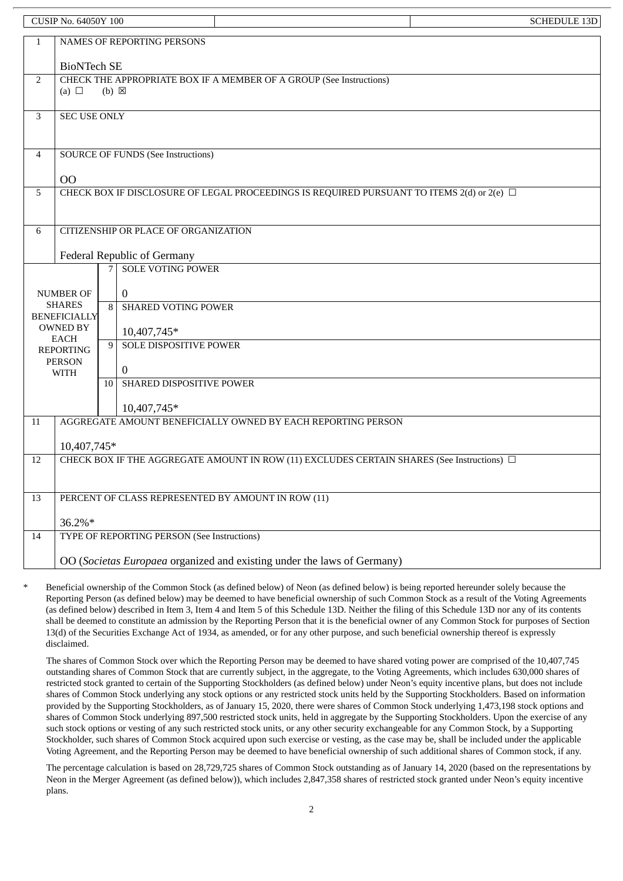| CUSIP No. 64050Y 100 | | SCHEDULE 13D |
|---|---|---|

| | | |
|---|---|---|
| 1 | NAMES OF REPORTING PERSONS<br><br>BioNTech SE | |
| 2 | CHECK THE APPROPRIATE BOX IF A MEMBER OF A GROUP (See Instructions)<br>(a) ☐ (b) ☒ | |
| 3 | SEC USE ONLY | |
| 4 | SOURCE OF FUNDS (See Instructions)<br><br>OO | |
| 5 | CHECK BOX IF DISCLOSURE OF LEGAL PROCEEDINGS IS REQUIRED PURSUANT TO ITEMS 2(d) or 2(e) ☐ | |
| 6 | CITIZENSHIP OR PLACE OF ORGANIZATION<br><br>Federal Republic of Germany | |
| NUMBER OF SHARES BENEFICIALLY OWNED BY EACH REPORTING PERSON WITH | 7 | SOLE VOTING POWER<br><br>0 |
| | 8 | SHARED VOTING POWER<br><br>10,407,745* |
| | 9 | SOLE DISPOSITIVE POWER<br><br>0 |
| | 10 | SHARED DISPOSITIVE POWER<br><br>10,407,745* |
| 11 | AGGREGATE AMOUNT BENEFICIALLY OWNED BY EACH REPORTING PERSON<br><br>10,407,745* | |
| 12 | CHECK BOX IF THE AGGREGATE AMOUNT IN ROW (11) EXCLUDES CERTAIN SHARES (See Instructions) ☐ | |
| 13 | PERCENT OF CLASS REPRESENTED BY AMOUNT IN ROW (11)<br><br>36.2%* | |
| 14 | TYPE OF REPORTING PERSON (See Instructions)<br><br>OO (*Societas Europaea* organized and existing under the laws of Germany) | |

\* Beneficial ownership of the Common Stock (as defined below) of Neon (as defined below) is being reported hereunder solely because the Reporting Person (as defined below) may be deemed to have beneficial ownership of such Common Stock as a result of the Voting Agreements (as defined below) described in Item 3, Item 4 and Item 5 of this Schedule 13D. Neither the filing of this Schedule 13D nor any of its contents shall be deemed to constitute an admission by the Reporting Person that it is the beneficial owner of any Common Stock for purposes of Section 13(d) of the Securities Exchange Act of 1934, as amended, or for any other purpose, and such beneficial ownership thereof is expressly disclaimed.

The shares of Common Stock over which the Reporting Person may be deemed to have shared voting power are comprised of the 10,407,745 outstanding shares of Common Stock that are currently subject, in the aggregate, to the Voting Agreements, which includes 630,000 shares of restricted stock granted to certain of the Supporting Stockholders (as defined below) under Neon's equity incentive plans, but does not include shares of Common Stock underlying any stock options or any restricted stock units held by the Supporting Stockholders. Based on information provided by the Supporting Stockholders, as of January 15, 2020, there were shares of Common Stock underlying 1,473,198 stock options and shares of Common Stock underlying 897,500 restricted stock units, held in aggregate by the Supporting Stockholders. Upon the exercise of any such stock options or vesting of any such restricted stock units, or any other security exchangeable for any Common Stock, by a Supporting Stockholder, such shares of Common Stock acquired upon such exercise or vesting, as the case may be, shall be included under the applicable Voting Agreement, and the Reporting Person may be deemed to have beneficial ownership of such additional shares of Common stock, if any.

The percentage calculation is based on 28,729,725 shares of Common Stock outstanding as of January 14, 2020 (based on the representations by Neon in the Merger Agreement (as defined below)), which includes 2,847,358 shares of restricted stock granted under Neon's equity incentive plans.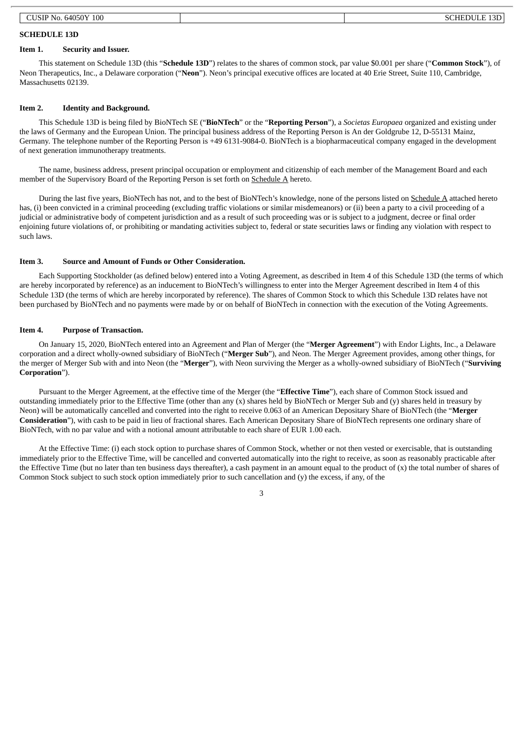# SCHEDULE 13D

## Item 1. Security and Issuer.

This statement on Schedule 13D (this "**Schedule 13D**") relates to the shares of common stock, par value $0.001 per share ("**Common Stock**"), of Neon Therapeutics, Inc., a Delaware corporation ("**Neon**"). Neon's principal executive offices are located at 40 Erie Street, Suite 110, Cambridge, Massachusetts 02139.

## Item 2. Identity and Background.

This Schedule 13D is being filed by BioNTech SE ("**BioNTech**" or the "**Reporting Person**"), a *Societas Europaea* organized and existing under the laws of Germany and the European Union. The principal business address of the Reporting Person is An der Goldgrube 12, D-55131 Mainz, Germany. The telephone number of the Reporting Person is +49 6131-9084-0. BioNTech is a biopharmaceutical company engaged in the development of next generation immunotherapy treatments.

The name, business address, present principal occupation or employment and citizenship of each member of the Management Board and each member of the Supervisory Board of the Reporting Person is set forth on Schedule A hereto.

During the last five years, BioNTech has not, and to the best of BioNTech's knowledge, none of the persons listed on Schedule A attached hereto has, (i) been convicted in a criminal proceeding (excluding traffic violations or similar misdemeanors) or (ii) been a party to a civil proceeding of a judicial or administrative body of competent jurisdiction and as a result of such proceeding was or is subject to a judgment, decree or final order enjoining future violations of, or prohibiting or mandating activities subject to, federal or state securities laws or finding any violation with respect to such laws.

## Item 3. Source and Amount of Funds or Other Consideration.

Each Supporting Stockholder (as defined below) entered into a Voting Agreement, as described in Item 4 of this Schedule 13D (the terms of which are hereby incorporated by reference) as an inducement to BioNTech's willingness to enter into the Merger Agreement described in Item 4 of this Schedule 13D (the terms of which are hereby incorporated by reference). The shares of Common Stock to which this Schedule 13D relates have not been purchased by BioNTech and no payments were made by or on behalf of BioNTech in connection with the execution of the Voting Agreements.

## Item 4. Purpose of Transaction.

On January 15, 2020, BioNTech entered into an Agreement and Plan of Merger (the "**Merger Agreement**") with Endor Lights, Inc., a Delaware corporation and a direct wholly-owned subsidiary of BioNTech ("**Merger Sub**"), and Neon. The Merger Agreement provides, among other things, for the merger of Merger Sub with and into Neon (the "**Merger**"), with Neon surviving the Merger as a wholly-owned subsidiary of BioNTech ("**Surviving Corporation**").

Pursuant to the Merger Agreement, at the effective time of the Merger (the "**Effective Time**"), each share of Common Stock issued and outstanding immediately prior to the Effective Time (other than any (x) shares held by BioNTech or Merger Sub and (y) shares held in treasury by Neon) will be automatically cancelled and converted into the right to receive 0.063 of an American Depositary Share of BioNTech (the "**Merger Consideration**"), with cash to be paid in lieu of fractional shares. Each American Depositary Share of BioNTech represents one ordinary share of BioNTech, with no par value and with a notional amount attributable to each share of EUR 1.00 each.

At the Effective Time: (i) each stock option to purchase shares of Common Stock, whether or not then vested or exercisable, that is outstanding immediately prior to the Effective Time, will be cancelled and converted automatically into the right to receive, as soon as reasonably practicable after the Effective Time (but no later than ten business days thereafter), a cash payment in an amount equal to the product of (x) the total number of shares of Common Stock subject to such stock option immediately prior to such cancellation and (y) the excess, if any, of the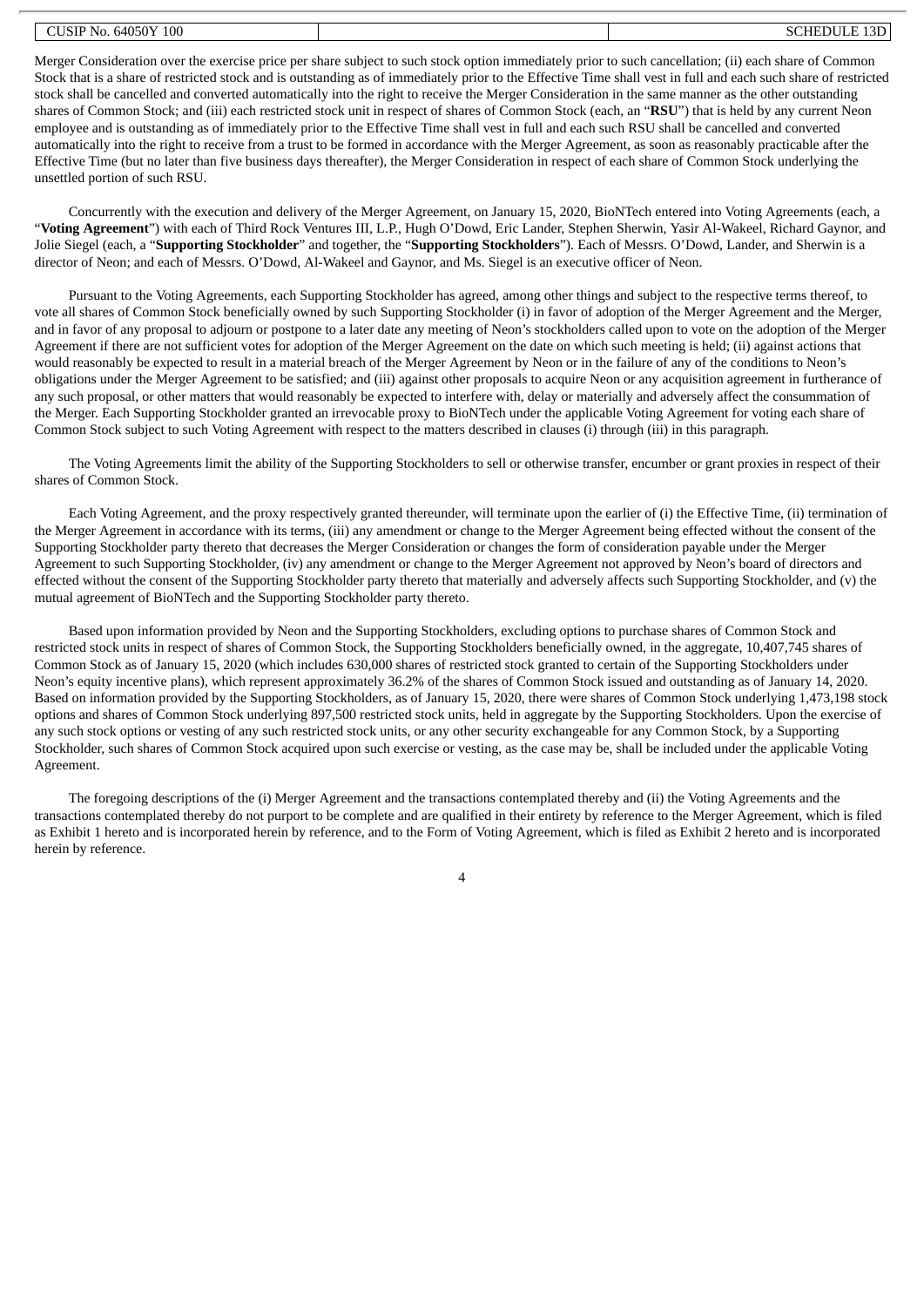Merger Consideration over the exercise price per share subject to such stock option immediately prior to such cancellation; (ii) each share of Common Stock that is a share of restricted stock and is outstanding as of immediately prior to the Effective Time shall vest in full and each such share of restricted stock shall be cancelled and converted automatically into the right to receive the Merger Consideration in the same manner as the other outstanding shares of Common Stock; and (iii) each restricted stock unit in respect of shares of Common Stock (each, an "**RSU**") that is held by any current Neon employee and is outstanding as of immediately prior to the Effective Time shall vest in full and each such RSU shall be cancelled and converted automatically into the right to receive from a trust to be formed in accordance with the Merger Agreement, as soon as reasonably practicable after the Effective Time (but no later than five business days thereafter), the Merger Consideration in respect of each share of Common Stock underlying the unsettled portion of such RSU.

Concurrently with the execution and delivery of the Merger Agreement, on January 15, 2020, BioNTech entered into Voting Agreements (each, a "**Voting Agreement**") with each of Third Rock Ventures III, L.P., Hugh O'Dowd, Eric Lander, Stephen Sherwin, Yasir Al-Wakeel, Richard Gaynor, and Jolie Siegel (each, a "**Supporting Stockholder**" and together, the "**Supporting Stockholders**"). Each of Messrs. O'Dowd, Lander, and Sherwin is a director of Neon; and each of Messrs. O'Dowd, Al-Wakeel and Gaynor, and Ms. Siegel is an executive officer of Neon.

Pursuant to the Voting Agreements, each Supporting Stockholder has agreed, among other things and subject to the respective terms thereof, to vote all shares of Common Stock beneficially owned by such Supporting Stockholder (i) in favor of adoption of the Merger Agreement and the Merger, and in favor of any proposal to adjourn or postpone to a later date any meeting of Neon's stockholders called upon to vote on the adoption of the Merger Agreement if there are not sufficient votes for adoption of the Merger Agreement on the date on which such meeting is held; (ii) against actions that would reasonably be expected to result in a material breach of the Merger Agreement by Neon or in the failure of any of the conditions to Neon's obligations under the Merger Agreement to be satisfied; and (iii) against other proposals to acquire Neon or any acquisition agreement in furtherance of any such proposal, or other matters that would reasonably be expected to interfere with, delay or materially and adversely affect the consummation of the Merger. Each Supporting Stockholder granted an irrevocable proxy to BioNTech under the applicable Voting Agreement for voting each share of Common Stock subject to such Voting Agreement with respect to the matters described in clauses (i) through (iii) in this paragraph.

The Voting Agreements limit the ability of the Supporting Stockholders to sell or otherwise transfer, encumber or grant proxies in respect of their shares of Common Stock.

Each Voting Agreement, and the proxy respectively granted thereunder, will terminate upon the earlier of (i) the Effective Time, (ii) termination of the Merger Agreement in accordance with its terms, (iii) any amendment or change to the Merger Agreement being effected without the consent of the Supporting Stockholder party thereto that decreases the Merger Consideration or changes the form of consideration payable under the Merger Agreement to such Supporting Stockholder, (iv) any amendment or change to the Merger Agreement not approved by Neon's board of directors and effected without the consent of the Supporting Stockholder party thereto that materially and adversely affects such Supporting Stockholder, and (v) the mutual agreement of BioNTech and the Supporting Stockholder party thereto.

Based upon information provided by Neon and the Supporting Stockholders, excluding options to purchase shares of Common Stock and restricted stock units in respect of shares of Common Stock, the Supporting Stockholders beneficially owned, in the aggregate, 10,407,745 shares of Common Stock as of January 15, 2020 (which includes 630,000 shares of restricted stock granted to certain of the Supporting Stockholders under Neon's equity incentive plans), which represent approximately 36.2% of the shares of Common Stock issued and outstanding as of January 14, 2020. Based on information provided by the Supporting Stockholders, as of January 15, 2020, there were shares of Common Stock underlying 1,473,198 stock options and shares of Common Stock underlying 897,500 restricted stock units, held in aggregate by the Supporting Stockholders. Upon the exercise of any such stock options or vesting of any such restricted stock units, or any other security exchangeable for any Common Stock, by a Supporting Stockholder, such shares of Common Stock acquired upon such exercise or vesting, as the case may be, shall be included under the applicable Voting Agreement.

The foregoing descriptions of the (i) Merger Agreement and the transactions contemplated thereby and (ii) the Voting Agreements and the transactions contemplated thereby do not purport to be complete and are qualified in their entirety by reference to the Merger Agreement, which is filed as Exhibit 1 hereto and is incorporated herein by reference, and to the Form of Voting Agreement, which is filed as Exhibit 2 hereto and is incorporated herein by reference.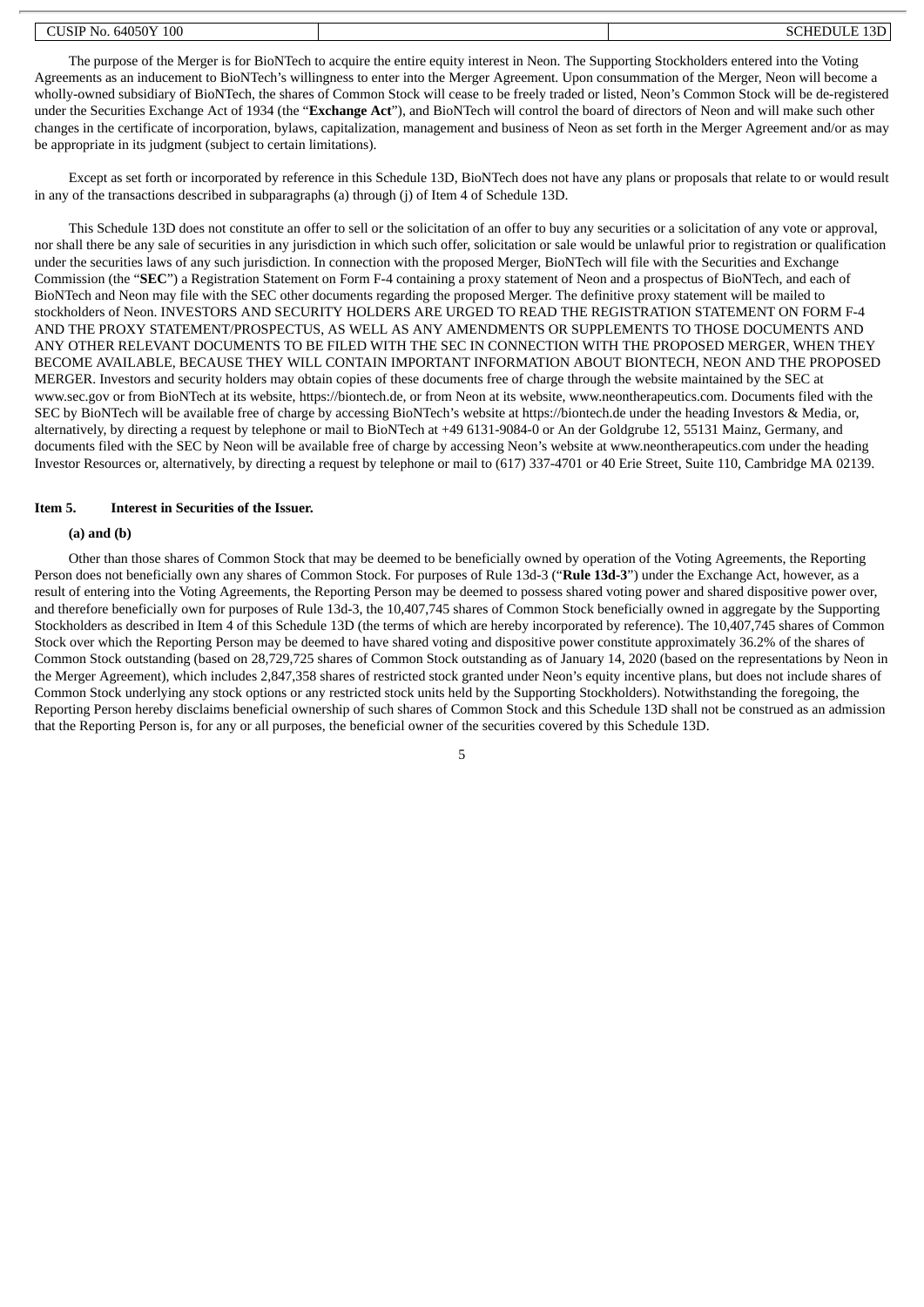The purpose of the Merger is for BioNTech to acquire the entire equity interest in Neon. The Supporting Stockholders entered into the Voting Agreements as an inducement to BioNTech's willingness to enter into the Merger Agreement. Upon consummation of the Merger, Neon will become a wholly-owned subsidiary of BioNTech, the shares of Common Stock will cease to be freely traded or listed, Neon's Common Stock will be de-registered under the Securities Exchange Act of 1934 (the "**Exchange Act**"), and BioNTech will control the board of directors of Neon and will make such other changes in the certificate of incorporation, bylaws, capitalization, management and business of Neon as set forth in the Merger Agreement and/or as may be appropriate in its judgment (subject to certain limitations).

Except as set forth or incorporated by reference in this Schedule 13D, BioNTech does not have any plans or proposals that relate to or would result in any of the transactions described in subparagraphs (a) through (j) of Item 4 of Schedule 13D.

This Schedule 13D does not constitute an offer to sell or the solicitation of an offer to buy any securities or a solicitation of any vote or approval, nor shall there be any sale of securities in any jurisdiction in which such offer, solicitation or sale would be unlawful prior to registration or qualification under the securities laws of any such jurisdiction. In connection with the proposed Merger, BioNTech will file with the Securities and Exchange Commission (the "**SEC**") a Registration Statement on Form F-4 containing a proxy statement of Neon and a prospectus of BioNTech, and each of BioNTech and Neon may file with the SEC other documents regarding the proposed Merger. The definitive proxy statement will be mailed to stockholders of Neon. INVESTORS AND SECURITY HOLDERS ARE URGED TO READ THE REGISTRATION STATEMENT ON FORM F-4 AND THE PROXY STATEMENT/PROSPECTUS, AS WELL AS ANY AMENDMENTS OR SUPPLEMENTS TO THOSE DOCUMENTS AND ANY OTHER RELEVANT DOCUMENTS TO BE FILED WITH THE SEC IN CONNECTION WITH THE PROPOSED MERGER, WHEN THEY BECOME AVAILABLE, BECAUSE THEY WILL CONTAIN IMPORTANT INFORMATION ABOUT BIONTECH, NEON AND THE PROPOSED MERGER. Investors and security holders may obtain copies of these documents free of charge through the website maintained by the SEC at www.sec.gov or from BioNTech at its website, https://biontech.de, or from Neon at its website, www.neontherapeutics.com. Documents filed with the SEC by BioNTech will be available free of charge by accessing BioNTech's website at https://biontech.de under the heading Investors & Media, or, alternatively, by directing a request by telephone or mail to BioNTech at +49 6131-9084-0 or An der Goldgrube 12, 55131 Mainz, Germany, and documents filed with the SEC by Neon will be available free of charge by accessing Neon's website at www.neontherapeutics.com under the heading Investor Resources or, alternatively, by directing a request by telephone or mail to (617) 337-4701 or 40 Erie Street, Suite 110, Cambridge MA 02139.

### Item 5. Interest in Securities of the Issuer.

**(a) and (b)**

Other than those shares of Common Stock that may be deemed to be beneficially owned by operation of the Voting Agreements, the Reporting Person does not beneficially own any shares of Common Stock. For purposes of Rule 13d-3 ("**Rule 13d-3**") under the Exchange Act, however, as a result of entering into the Voting Agreements, the Reporting Person may be deemed to possess shared voting power and shared dispositive power over, and therefore beneficially own for purposes of Rule 13d-3, the 10,407,745 shares of Common Stock beneficially owned in aggregate by the Supporting Stockholders as described in Item 4 of this Schedule 13D (the terms of which are hereby incorporated by reference). The 10,407,745 shares of Common Stock over which the Reporting Person may be deemed to have shared voting and dispositive power constitute approximately 36.2% of the shares of Common Stock outstanding (based on 28,729,725 shares of Common Stock outstanding as of January 14, 2020 (based on the representations by Neon in the Merger Agreement), which includes 2,847,358 shares of restricted stock granted under Neon's equity incentive plans, but does not include shares of Common Stock underlying any stock options or any restricted stock units held by the Supporting Stockholders). Notwithstanding the foregoing, the Reporting Person hereby disclaims beneficial ownership of such shares of Common Stock and this Schedule 13D shall not be construed as an admission that the Reporting Person is, for any or all purposes, the beneficial owner of the securities covered by this Schedule 13D.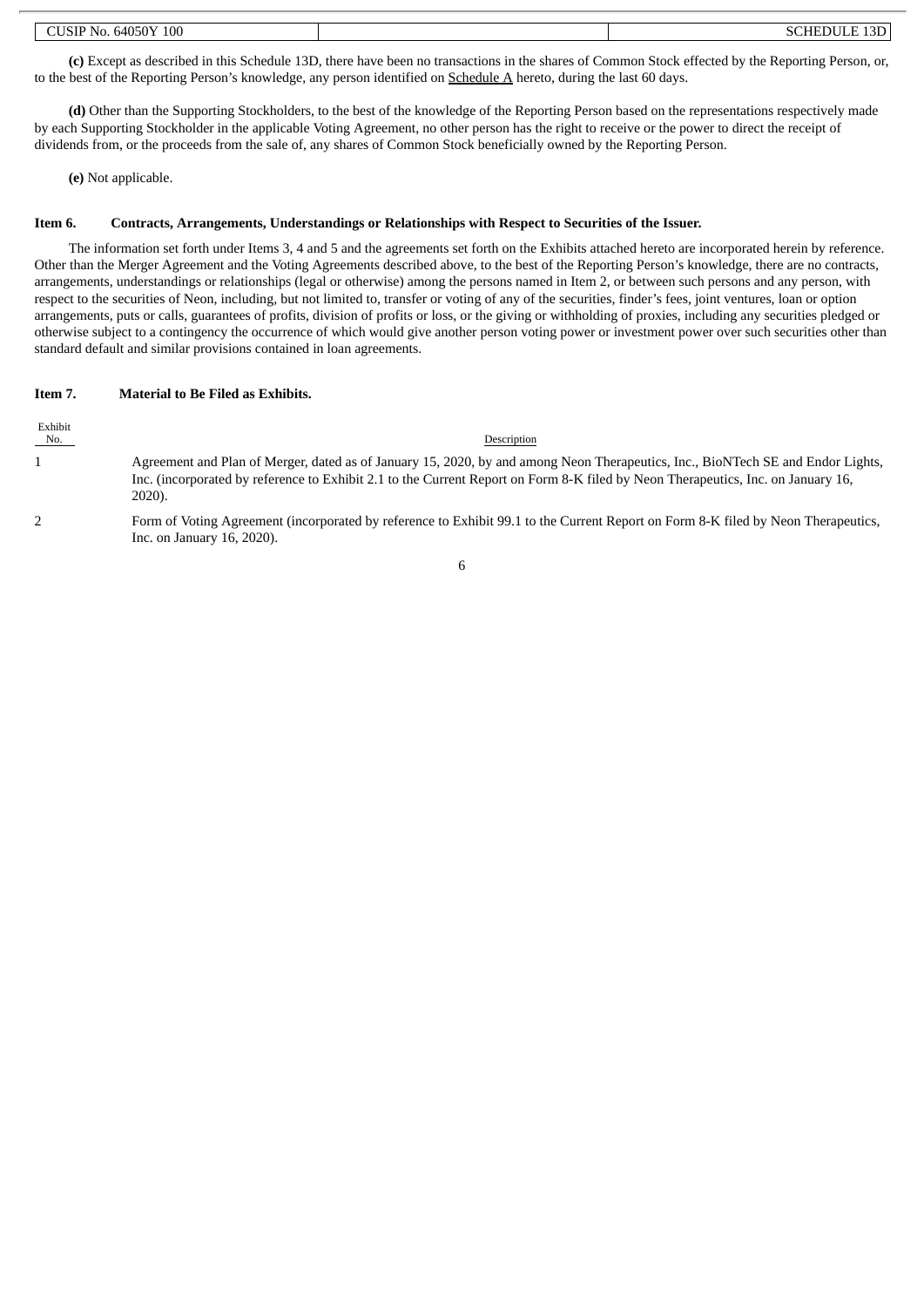**(c)** Except as described in this Schedule 13D, there have been no transactions in the shares of Common Stock effected by the Reporting Person, or, to the best of the Reporting Person's knowledge, any person identified on Schedule A hereto, during the last 60 days.

**(d)** Other than the Supporting Stockholders, to the best of the knowledge of the Reporting Person based on the representations respectively made by each Supporting Stockholder in the applicable Voting Agreement, no other person has the right to receive or the power to direct the receipt of dividends from, or the proceeds from the sale of, any shares of Common Stock beneficially owned by the Reporting Person.

**(e)** Not applicable.

### Item 6. Contracts, Arrangements, Understandings or Relationships with Respect to Securities of the Issuer.

The information set forth under Items 3, 4 and 5 and the agreements set forth on the Exhibits attached hereto are incorporated herein by reference. Other than the Merger Agreement and the Voting Agreements described above, to the best of the Reporting Person's knowledge, there are no contracts, arrangements, understandings or relationships (legal or otherwise) among the persons named in Item 2, or between such persons and any person, with respect to the securities of Neon, including, but not limited to, transfer or voting of any of the securities, finder's fees, joint ventures, loan or option arrangements, puts or calls, guarantees of profits, division of profits or loss, or the giving or withholding of proxies, including any securities pledged or otherwise subject to a contingency the occurrence of which would give another person voting power or investment power over such securities other than standard default and similar provisions contained in loan agreements.

### Item 7. Material to Be Filed as Exhibits.

| Exhibit No. | Description |
|---|---|
| 1 | Agreement and Plan of Merger, dated as of January 15, 2020, by and among Neon Therapeutics, Inc., BioNTech SE and Endor Lights, Inc. (incorporated by reference to Exhibit 2.1 to the Current Report on Form 8-K filed by Neon Therapeutics, Inc. on January 16, 2020). |
| 2 | Form of Voting Agreement (incorporated by reference to Exhibit 99.1 to the Current Report on Form 8-K filed by Neon Therapeutics, Inc. on January 16, 2020). |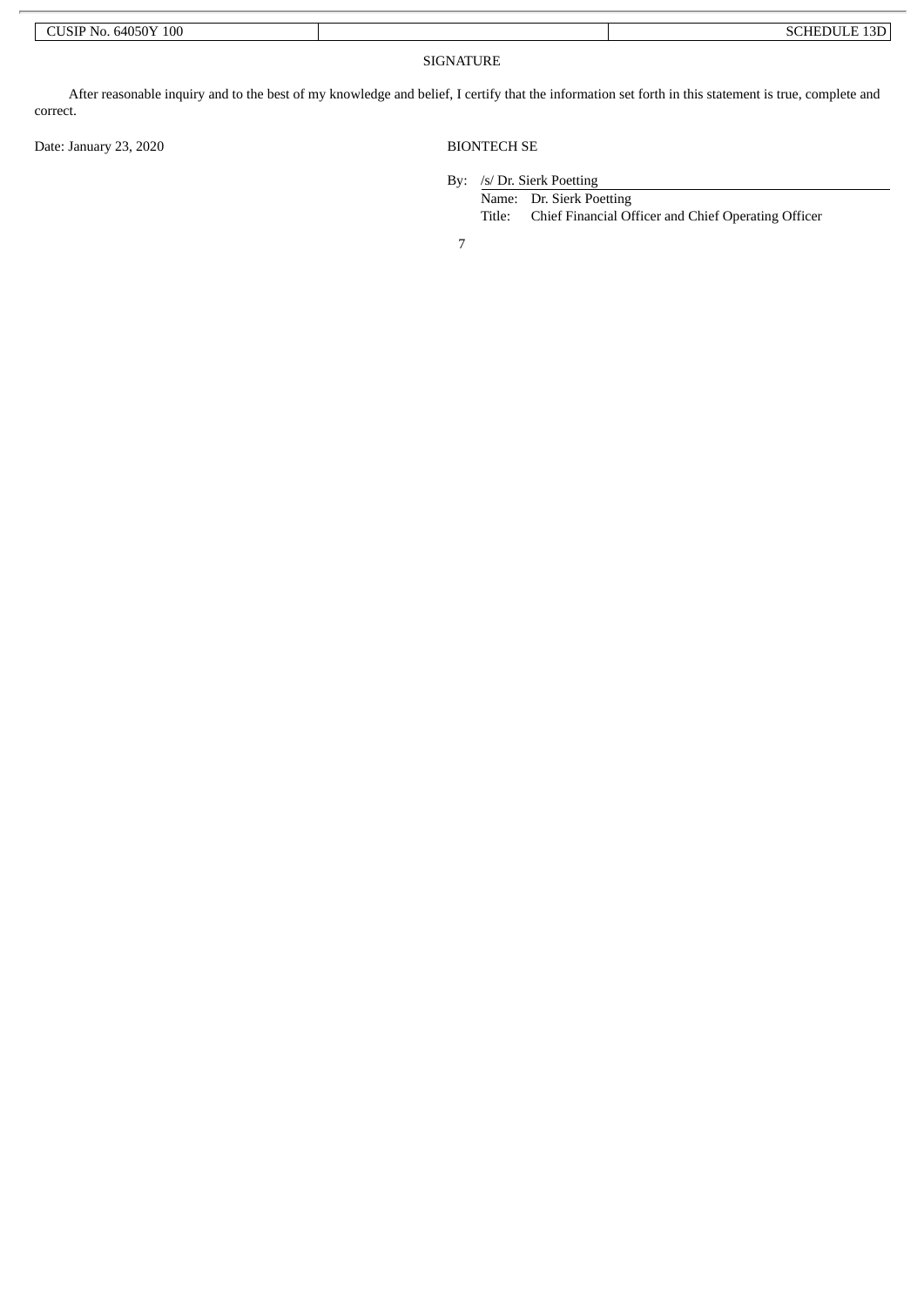## SIGNATURE

After reasonable inquiry and to the best of my knowledge and belief, I certify that the information set forth in this statement is true, complete and correct.

Date: January 23, 2020

BIONTECH SE

By: /s/ Dr. Sierk Poetting

Name: Dr. Sierk Poetting

Title: Chief Financial Officer and Chief Operating Officer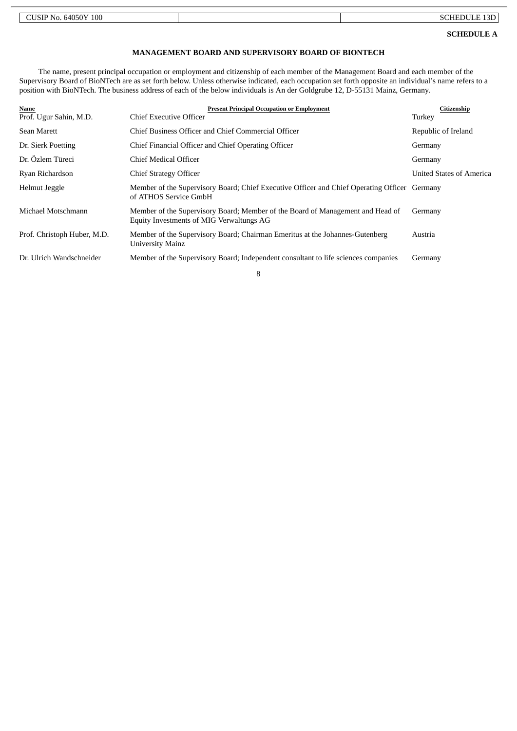**SCHEDULE A**

**MANAGEMENT BOARD AND SUPERVISORY BOARD OF BIONTECH**

The name, present principal occupation or employment and citizenship of each member of the Management Board and each member of the Supervisory Board of BioNTech are as set forth below. Unless otherwise indicated, each occupation set forth opposite an individual's name refers to a position with BioNTech. The business address of each of the below individuals is An der Goldgrube 12, D-55131 Mainz, Germany.

| Name | Present Principal Occupation or Employment | Citizenship |
|---|---|---|
| Prof. Ugur Sahin, M.D. | Chief Executive Officer | Turkey |
| Sean Marett | Chief Business Officer and Chief Commercial Officer | Republic of Ireland |
| Dr. Sierk Poetting | Chief Financial Officer and Chief Operating Officer | Germany |
| Dr. Özlem Türeci | Chief Medical Officer | Germany |
| Ryan Richardson | Chief Strategy Officer | United States of America |
| Helmut Jeggle | Member of the Supervisory Board; Chief Executive Officer and Chief Operating Officer of ATHOS Service GmbH | Germany |
| Michael Motschmann | Member of the Supervisory Board; Member of the Board of Management and Head of Equity Investments of MIG Verwaltungs AG | Germany |
| Prof. Christoph Huber, M.D. | Member of the Supervisory Board; Chairman Emeritus at the Johannes-Gutenberg University Mainz | Austria |
| Dr. Ulrich Wandschneider | Member of the Supervisory Board; Independent consultant to life sciences companies | Germany |